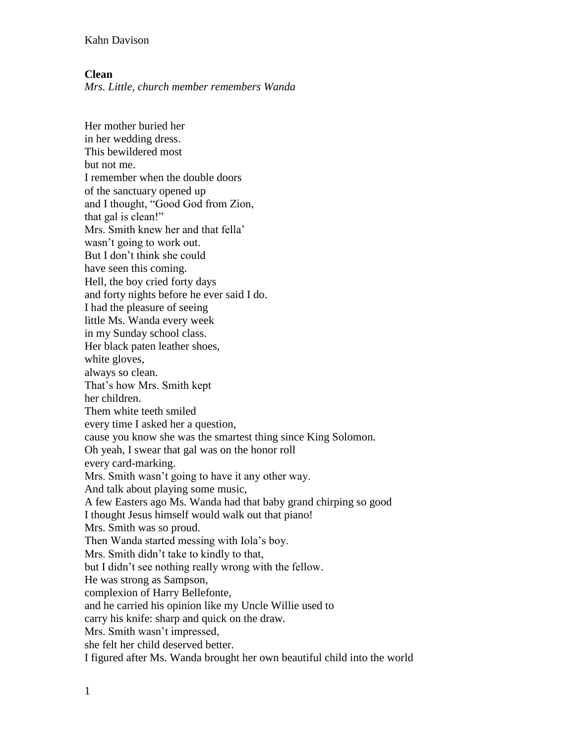**Clean**

*Mrs. Little, church member remembers Wanda*

Her mother buried her  
in her wedding dress.  
This bewildered most  
but not me.  
I remember when the double doors  
of the sanctuary opened up  
and I thought, "Good God from Zion,  
that gal is clean!"  
Mrs. Smith knew her and that fella'  
wasn't going to work out.  
But I don't think she could  
have seen this coming.  
Hell, the boy cried forty days  
and forty nights before he ever said I do.  
I had the pleasure of seeing  
little Ms. Wanda every week  
in my Sunday school class.  
Her black paten leather shoes,  
white gloves,  
always so clean.  
That's how Mrs. Smith kept  
her children.  
Them white teeth smiled  
every time I asked her a question,  
cause you know she was the smartest thing since King Solomon.  
Oh yeah, I swear that gal was on the honor roll  
every card-marking.  
Mrs. Smith wasn't going to have it any other way.  
And talk about playing some music,  
A few Easters ago Ms. Wanda had that baby grand chirping so good  
I thought Jesus himself would walk out that piano!  
Mrs. Smith was so proud.  
Then Wanda started messing with Iola's boy.  
Mrs. Smith didn't take to kindly to that,  
but I didn't see nothing really wrong with the fellow.  
He was strong as Sampson,  
complexion of Harry Bellefonte,  
and he carried his opinion like my Uncle Willie used to  
carry his knife: sharp and quick on the draw.  
Mrs. Smith wasn't impressed,  
she felt her child deserved better.  
I figured after Ms. Wanda brought her own beautiful child into the world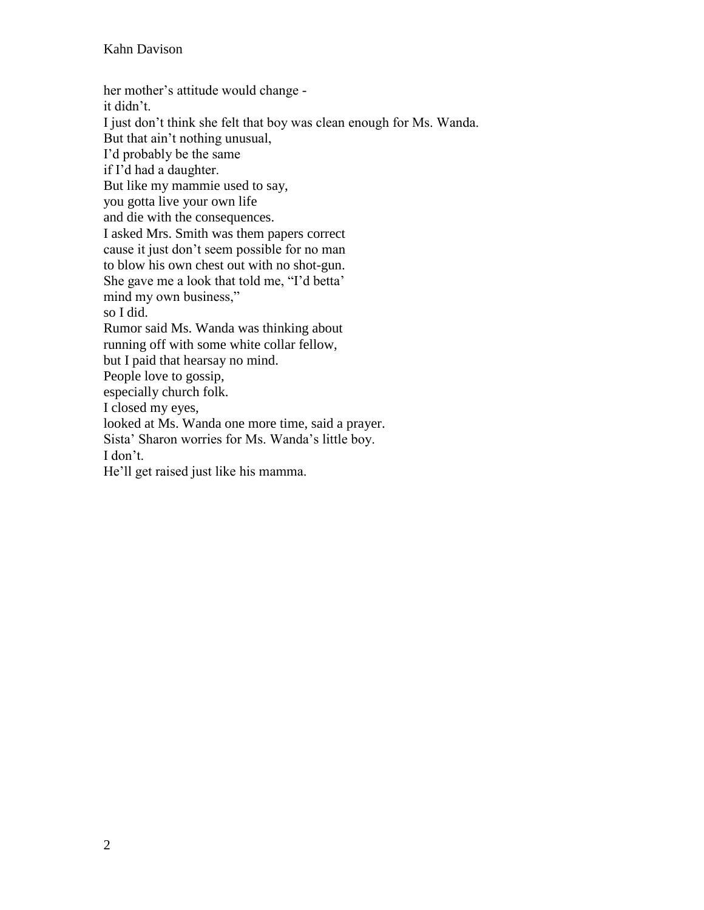her mother's attitude would change -
it didn't.
I just don't think she felt that boy was clean enough for Ms. Wanda.
But that ain't nothing unusual,
I'd probably be the same
if I'd had a daughter.
But like my mammie used to say,
you gotta live your own life
and die with the consequences.
I asked Mrs. Smith was them papers correct
cause it just don't seem possible for no man
to blow his own chest out with no shot-gun.
She gave me a look that told me, "I'd betta'
mind my own business,"
so I did.
Rumor said Ms. Wanda was thinking about
running off with some white collar fellow,
but I paid that hearsay no mind.
People love to gossip,
especially church folk.
I closed my eyes,
looked at Ms. Wanda one more time, said a prayer.
Sista' Sharon worries for Ms. Wanda's little boy.
I don't.
He'll get raised just like his mamma.